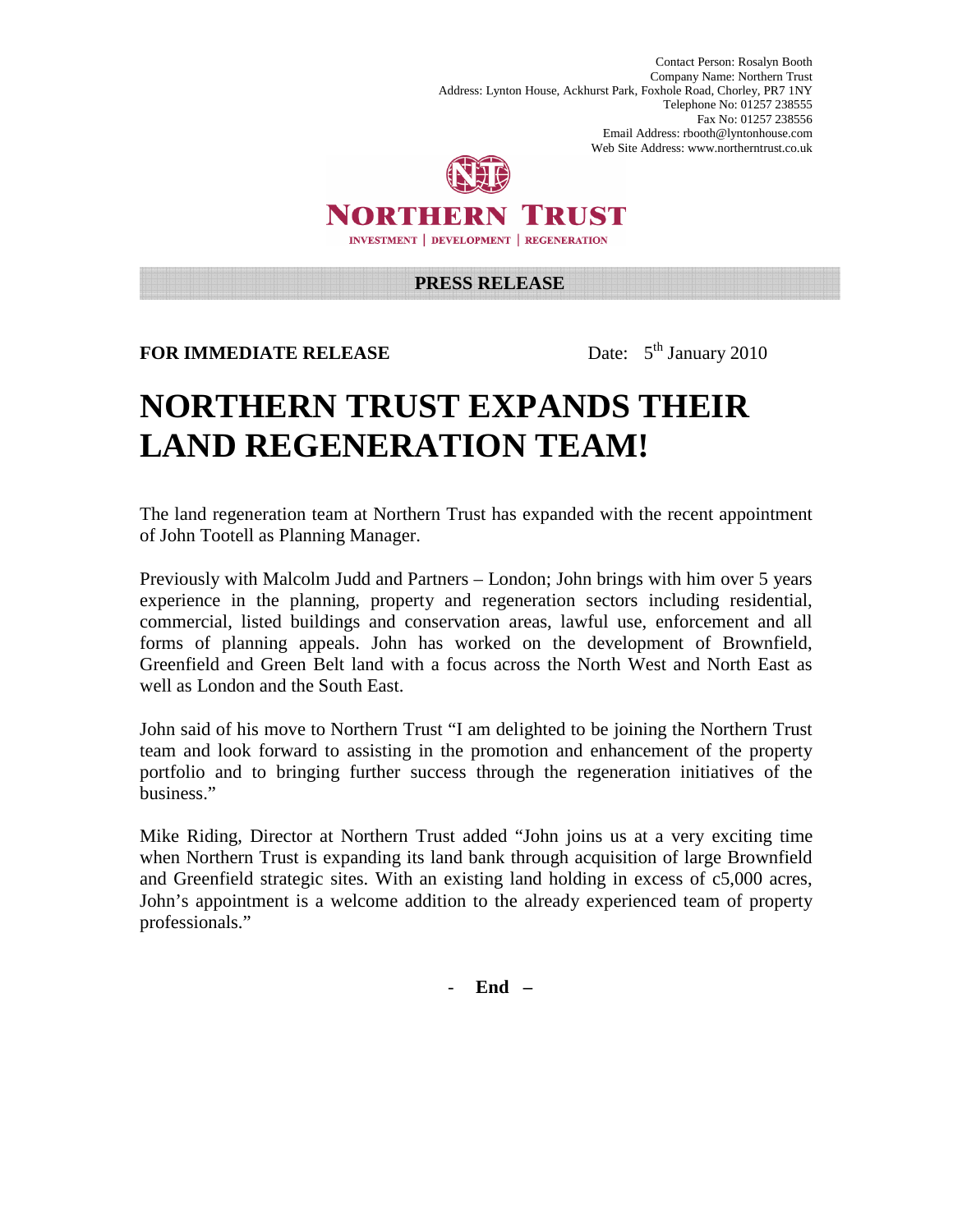Contact Person: Rosalyn Booth
Company Name: Northern Trust
Address: Lynton House, Ackhurst Park, Foxhole Road, Chorley, PR7 1NY
Telephone No: 01257 238555
Fax No: 01257 238556
Email Address: rbooth@lyntonhouse.com
Web Site Address: www.northerntrust.co.uk

NORTHERN TRUST

INVESTMENT | DEVELOPMENT | REGENERATION

**PRESS RELEASE**

**FOR IMMEDIATE RELEASE** Date: 5th January 2010

# NORTHERN TRUST EXPANDS THEIR LAND REGENERATION TEAM!

The land regeneration team at Northern Trust has expanded with the recent appointment of John Tootell as Planning Manager.

Previously with Malcolm Judd and Partners – London; John brings with him over 5 years experience in the planning, property and regeneration sectors including residential, commercial, listed buildings and conservation areas, lawful use, enforcement and all forms of planning appeals. John has worked on the development of Brownfield, Greenfield and Green Belt land with a focus across the North West and North East as well as London and the South East.

John said of his move to Northern Trust "I am delighted to be joining the Northern Trust team and look forward to assisting in the promotion and enhancement of the property portfolio and to bringing further success through the regeneration initiatives of the business."

Mike Riding, Director at Northern Trust added "John joins us at a very exciting time when Northern Trust is expanding its land bank through acquisition of large Brownfield and Greenfield strategic sites. With an existing land holding in excess of c5,000 acres, John's appointment is a welcome addition to the already experienced team of property professionals."

\- **End –**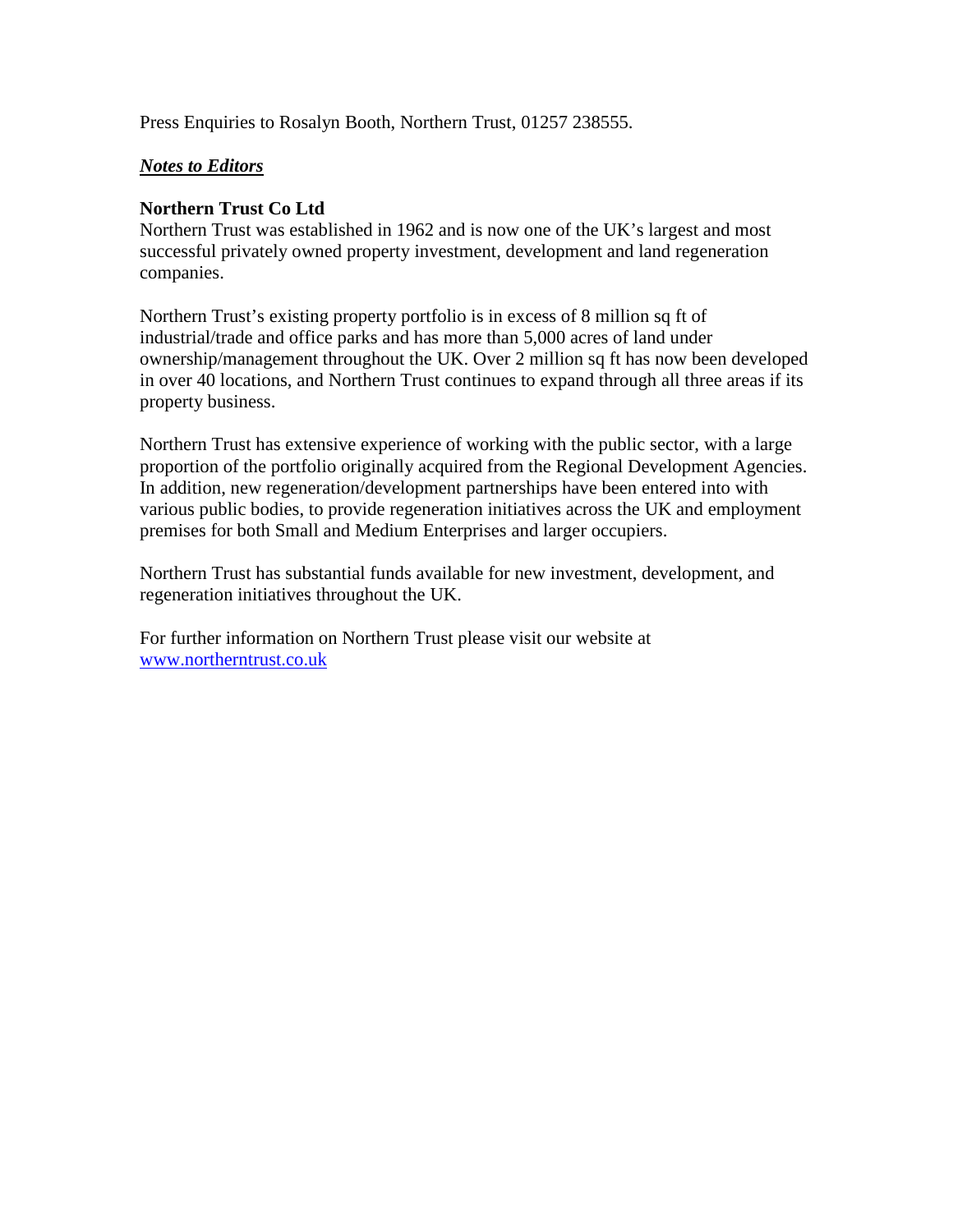Press Enquiries to Rosalyn Booth, Northern Trust, 01257 238555.

***Notes to Editors***

**Northern Trust Co Ltd**

Northern Trust was established in 1962 and is now one of the UK's largest and most successful privately owned property investment, development and land regeneration companies.

Northern Trust's existing property portfolio is in excess of 8 million sq ft of industrial/trade and office parks and has more than 5,000 acres of land under ownership/management throughout the UK. Over 2 million sq ft has now been developed in over 40 locations, and Northern Trust continues to expand through all three areas if its property business.

Northern Trust has extensive experience of working with the public sector, with a large proportion of the portfolio originally acquired from the Regional Development Agencies. In addition, new regeneration/development partnerships have been entered into with various public bodies, to provide regeneration initiatives across the UK and employment premises for both Small and Medium Enterprises and larger occupiers.

Northern Trust has substantial funds available for new investment, development, and regeneration initiatives throughout the UK.

For further information on Northern Trust please visit our website at www.northerntrust.co.uk